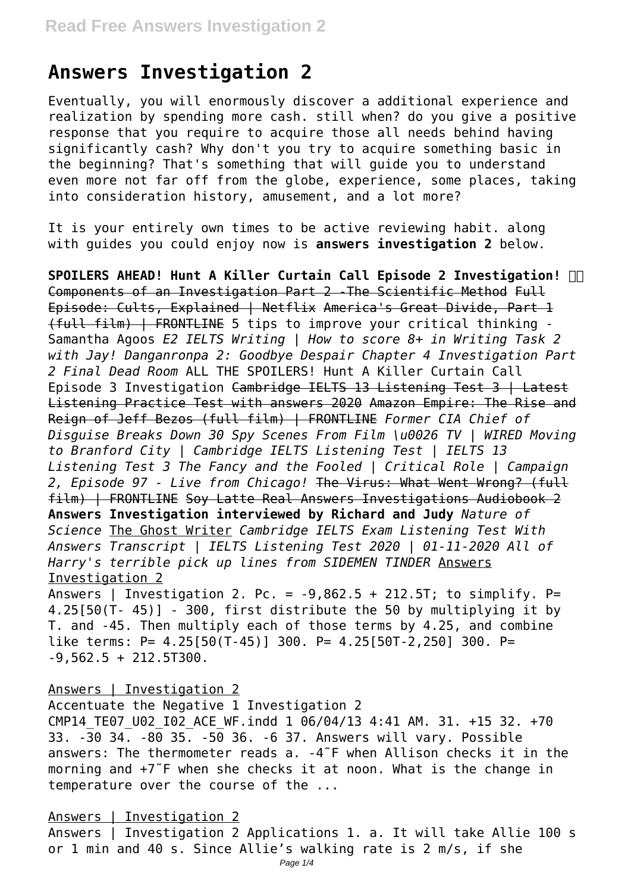# Answers Investigation 2

Eventually, you will enormously discover a additional experience and realization by spending more cash. still when? do you give a positive response that you require to acquire those all needs behind having significantly cash? Why don't you try to acquire something basic in the beginning? That's something that will guide you to understand even more not far off from the globe, experience, some places, taking into consideration history, amusement, and a lot more?

It is your entirely own times to be active reviewing habit. along with guides you could enjoy now is **answers investigation 2** below.

**SPOILERS AHEAD! Hunt A Killer Curtain Call Episode 2 Investigation!** Components of an Investigation Part 2 -The Scientific Method Full Episode: Cults, Explained | Netflix America's Great Divide, Part 1 (full film) | FRONTLINE 5 tips to improve your critical thinking - Samantha Agoos *E2 IELTS Writing | How to score 8+ in Writing Task 2 with Jay! Danganronpa 2: Goodbye Despair Chapter 4 Investigation Part 2 Final Dead Room* ALL THE SPOILERS! Hunt A Killer Curtain Call Episode 3 Investigation Cambridge IELTS 13 Listening Test 3 | Latest Listening Practice Test with answers 2020 Amazon Empire: The Rise and Reign of Jeff Bezos (full film) | FRONTLINE *Former CIA Chief of Disguise Breaks Down 30 Spy Scenes From Film \u0026 TV | WIRED Moving to Branford City | Cambridge IELTS Listening Test | IELTS 13 Listening Test 3 The Fancy and the Fooled | Critical Role | Campaign 2, Episode 97 - Live from Chicago!* The Virus: What Went Wrong? (full film) | FRONTLINE Soy Latte Real Answers Investigations Audiobook 2 **Answers Investigation interviewed by Richard and Judy** *Nature of Science* The Ghost Writer *Cambridge IELTS Exam Listening Test With Answers Transcript | IELTS Listening Test 2020 | 01-11-2020 All of Harry's terrible pick up lines from SIDEMEN TINDER* Answers Investigation 2

Answers | Investigation 2. Pc. = -9,862.5 + 212.5T; to simplify. P= 4.25[50(T- 45)] - 300, first distribute the 50 by multiplying it by T. and -45. Then multiply each of those terms by 4.25, and combine like terms: P= 4.25[50(T-45)] 300. P= 4.25[50T-2,250] 300. P= -9,562.5 + 212.5T300.

Answers | Investigation 2

Accentuate the Negative 1 Investigation 2 CMP14_TE07_U02_I02_ACE_WF.indd 1 06/04/13 4:41 AM. 31. +15 32. +70 33. -30 34. -80 35. -50 36. -6 37. Answers will vary. Possible answers: The thermometer reads a. -4˜F when Allison checks it in the morning and +7˜F when she checks it at noon. What is the change in temperature over the course of the ...

Answers | Investigation 2

Answers | Investigation 2 Applications 1. a. It will take Allie 100 s or 1 min and 40 s. Since Allie's walking rate is 2 m/s, if she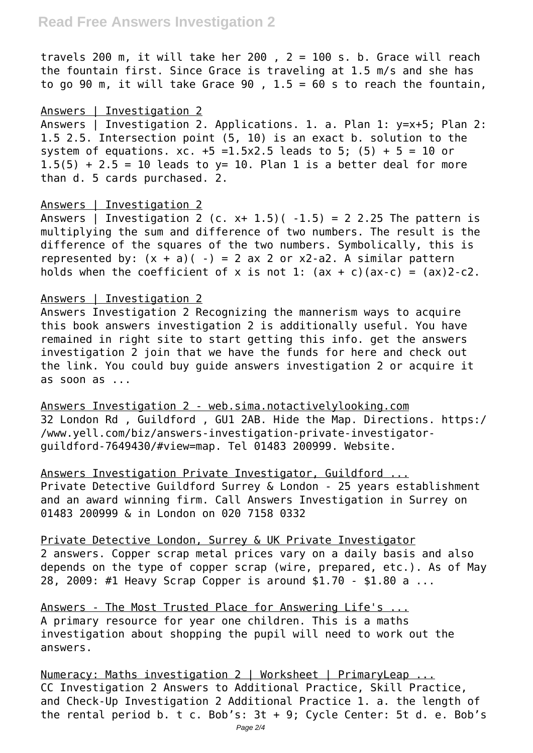travels 200 m, it will take her 200 , 2 = 100 s. b. Grace will reach the fountain first. Since Grace is traveling at 1.5 m/s and she has to go 90 m, it will take Grace 90 , 1.5 = 60 s to reach the fountain,

Answers | Investigation 2

Answers | Investigation 2. Applications. 1. a. Plan 1: y=x+5; Plan 2: 1.5 2.5. Intersection point (5, 10) is an exact b. solution to the system of equations. xc. +5 =1.5x2.5 leads to 5; (5) + 5 = 10 or 1.5(5) + 2.5 = 10 leads to y= 10. Plan 1 is a better deal for more than d. 5 cards purchased. 2.

Answers | Investigation 2

Answers | Investigation 2 (c. x+ 1.5)( -1.5) = 2 2.25 The pattern is multiplying the sum and difference of two numbers. The result is the difference of the squares of the two numbers. Symbolically, this is represented by: (x + a)( -) = 2 ax 2 or x2-a2. A similar pattern holds when the coefficient of x is not 1: (ax + c)(ax-c) = (ax)2-c2.

Answers | Investigation 2

Answers Investigation 2 Recognizing the mannerism ways to acquire this book answers investigation 2 is additionally useful. You have remained in right site to start getting this info. get the answers investigation 2 join that we have the funds for here and check out the link. You could buy guide answers investigation 2 or acquire it as soon as ...

Answers Investigation 2 - web.sima.notactivelylooking.com

32 London Rd , Guildford , GU1 2AB. Hide the Map. Directions. https://www.yell.com/biz/answers-investigation-private-investigator-guildford-7649430/#view=map. Tel 01483 200999. Website.

Answers Investigation Private Investigator, Guildford ...

Private Detective Guildford Surrey & London - 25 years establishment and an award winning firm. Call Answers Investigation in Surrey on 01483 200999 & in London on 020 7158 0332

Private Detective London, Surrey & UK Private Investigator

2 answers. Copper scrap metal prices vary on a daily basis and also depends on the type of copper scrap (wire, prepared, etc.). As of May 28, 2009: #1 Heavy Scrap Copper is around $1.70 - $1.80 a ...

Answers - The Most Trusted Place for Answering Life's ...

A primary resource for year one children. This is a maths investigation about shopping the pupil will need to work out the answers.

Numeracy: Maths investigation 2 | Worksheet | PrimaryLeap ...

CC Investigation 2 Answers to Additional Practice, Skill Practice, and Check-Up Investigation 2 Additional Practice 1. a. the length of the rental period b. t c. Bob's: 3t + 9; Cycle Center: 5t d. e. Bob's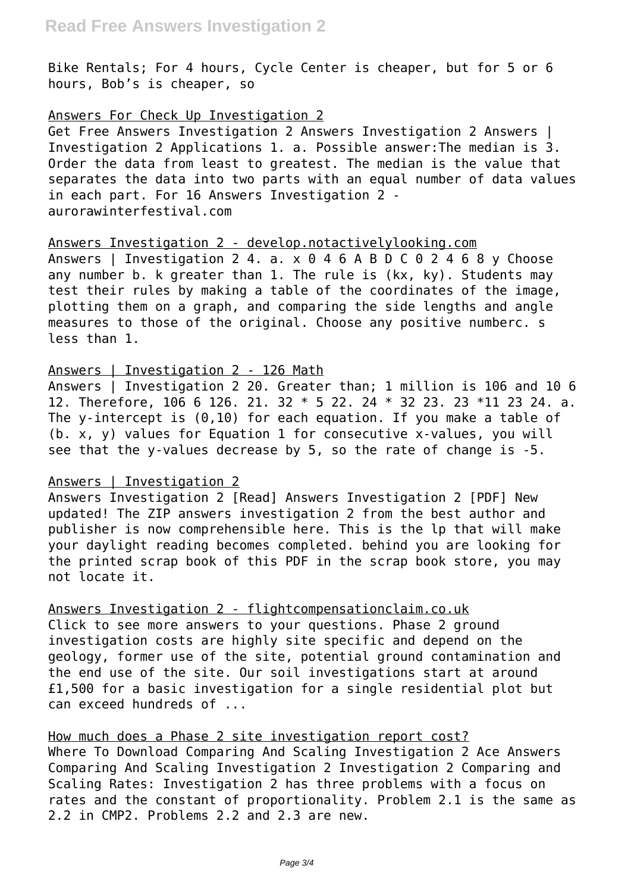Bike Rentals; For 4 hours, Cycle Center is cheaper, but for 5 or 6 hours, Bob's is cheaper, so

## Answers For Check Up Investigation 2

Get Free Answers Investigation 2 Answers Investigation 2 Answers | Investigation 2 Applications 1. a. Possible answer:The median is 3. Order the data from least to greatest. The median is the value that separates the data into two parts with an equal number of data values in each part. For 16 Answers Investigation 2 - aurorawinterfestival.com

## Answers Investigation 2 - develop.notactivelylooking.com

Answers | Investigation 2 4. a. x 0 4 6 A B D C 0 2 4 6 8 y Choose any number b. k greater than 1. The rule is (kx, ky). Students may test their rules by making a table of the coordinates of the image, plotting them on a graph, and comparing the side lengths and angle measures to those of the original. Choose any positive numberc. s less than 1.

## Answers | Investigation 2 - 126 Math

Answers | Investigation 2 20. Greater than; 1 million is 106 and 10 6 12. Therefore, 106 6 126. 21. 32 * 5 22. 24 * 32 23. 23 *11 23 24. a. The y-intercept is (0,10) for each equation. If you make a table of (b. x, y) values for Equation 1 for consecutive x-values, you will see that the y-values decrease by 5, so the rate of change is -5.

## Answers | Investigation 2

Answers Investigation 2 [Read] Answers Investigation 2 [PDF] New updated! The ZIP answers investigation 2 from the best author and publisher is now comprehensible here. This is the lp that will make your daylight reading becomes completed. behind you are looking for the printed scrap book of this PDF in the scrap book store, you may not locate it.

## Answers Investigation 2 - flightcompensationclaim.co.uk

Click to see more answers to your questions. Phase 2 ground investigation costs are highly site specific and depend on the geology, former use of the site, potential ground contamination and the end use of the site. Our soil investigations start at around £1,500 for a basic investigation for a single residential plot but can exceed hundreds of ...

## How much does a Phase 2 site investigation report cost?

Where To Download Comparing And Scaling Investigation 2 Ace Answers Comparing And Scaling Investigation 2 Investigation 2 Comparing and Scaling Rates: Investigation 2 has three problems with a focus on rates and the constant of proportionality. Problem 2.1 is the same as 2.2 in CMP2. Problems 2.2 and 2.3 are new.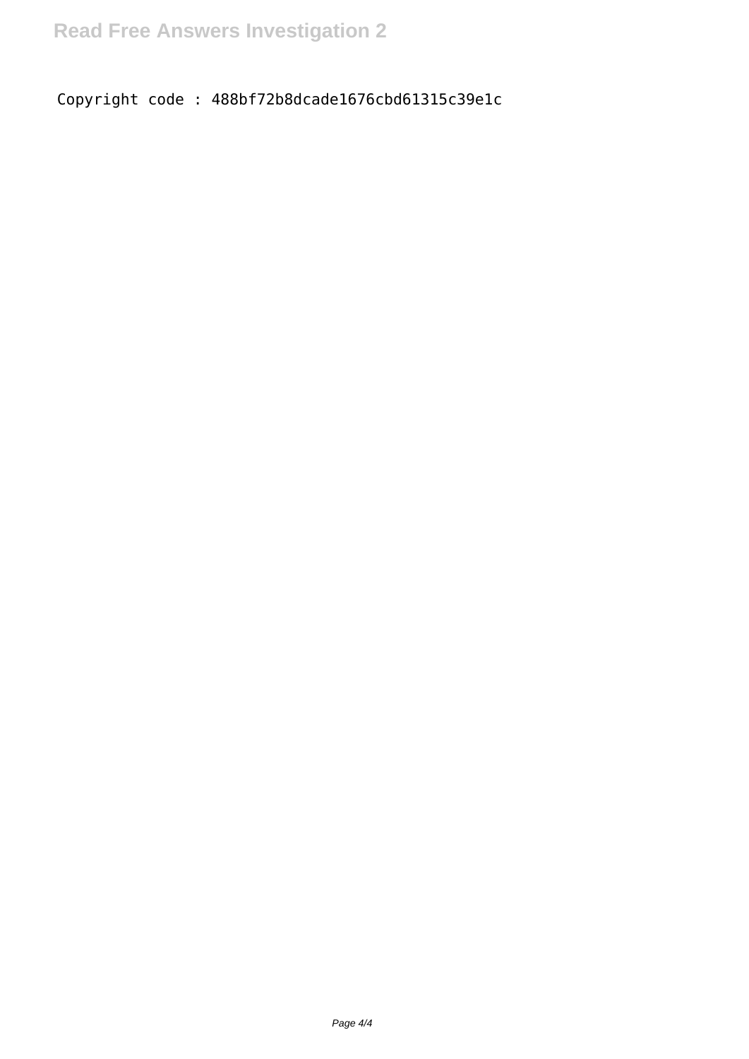Copyright code : 488bf72b8dcade1676cbd61315c39e1c